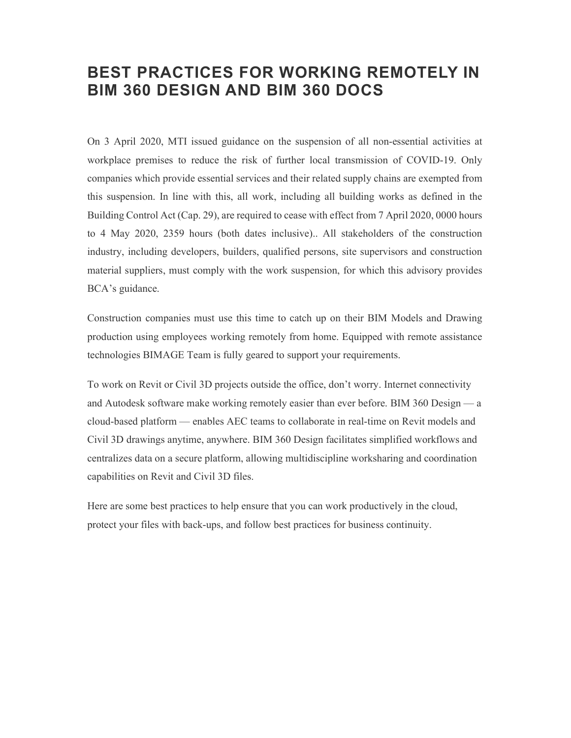# BEST PRACTICES FOR WORKING REMOTELY IN BIM 360 DESIGN AND BIM 360 DOCS

On 3 April 2020, MTI issued guidance on the suspension of all non-essential activities at workplace premises to reduce the risk of further local transmission of COVID-19. Only companies which provide essential services and their related supply chains are exempted from this suspension. In line with this, all work, including all building works as defined in the Building Control Act (Cap. 29), are required to cease with effect from 7 April 2020, 0000 hours to 4 May 2020, 2359 hours (both dates inclusive).. All stakeholders of the construction industry, including developers, builders, qualified persons, site supervisors and construction material suppliers, must comply with the work suspension, for which this advisory provides BCA's guidance.

Construction companies must use this time to catch up on their BIM Models and Drawing production using employees working remotely from home. Equipped with remote assistance technologies BIMAGE Team is fully geared to support your requirements.

To work on Revit or Civil 3D projects outside the office, don't worry. Internet connectivity and Autodesk software make working remotely easier than ever before. BIM 360 Design — a cloud-based platform — enables AEC teams to collaborate in real-time on Revit models and Civil 3D drawings anytime, anywhere. BIM 360 Design facilitates simplified workflows and centralizes data on a secure platform, allowing multidiscipline worksharing and coordination capabilities on Revit and Civil 3D files.

Here are some best practices to help ensure that you can work productively in the cloud, protect your files with back-ups, and follow best practices for business continuity.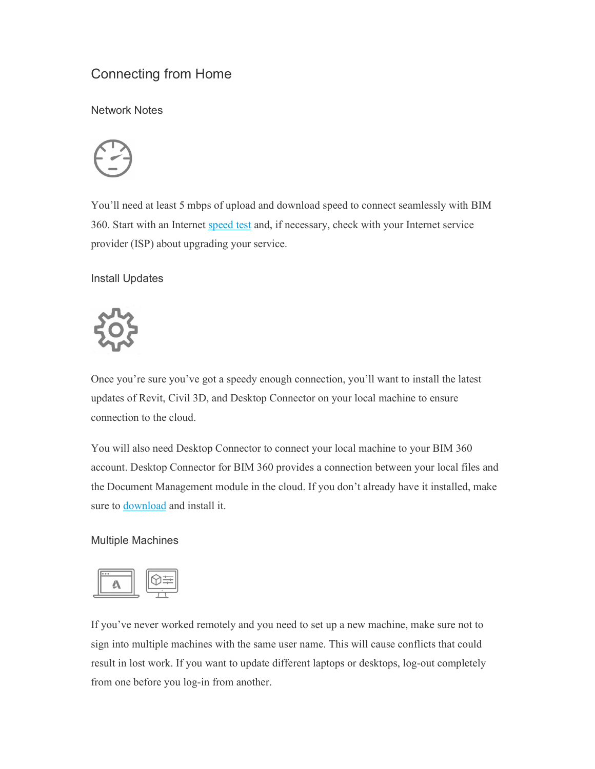# Connecting from Home

## Network Notes

You'll need at least 5 mbps of upload and download speed to connect seamlessly with BIM 360. Start with an Internet speed test and, if necessary, check with your Internet service provider (ISP) about upgrading your service.

## Install Updates

Once you're sure you've got a speedy enough connection, you'll want to install the latest updates of Revit, Civil 3D, and Desktop Connector on your local machine to ensure connection to the cloud.

You will also need Desktop Connector to connect your local machine to your BIM 360 account. Desktop Connector for BIM 360 provides a connection between your local files and the Document Management module in the cloud. If you don't already have it installed, make sure to download and install it.

## Multiple Machines

If you've never worked remotely and you need to set up a new machine, make sure not to sign into multiple machines with the same user name. This will cause conflicts that could result in lost work. If you want to update different laptops or desktops, log-out completely from one before you log-in from another.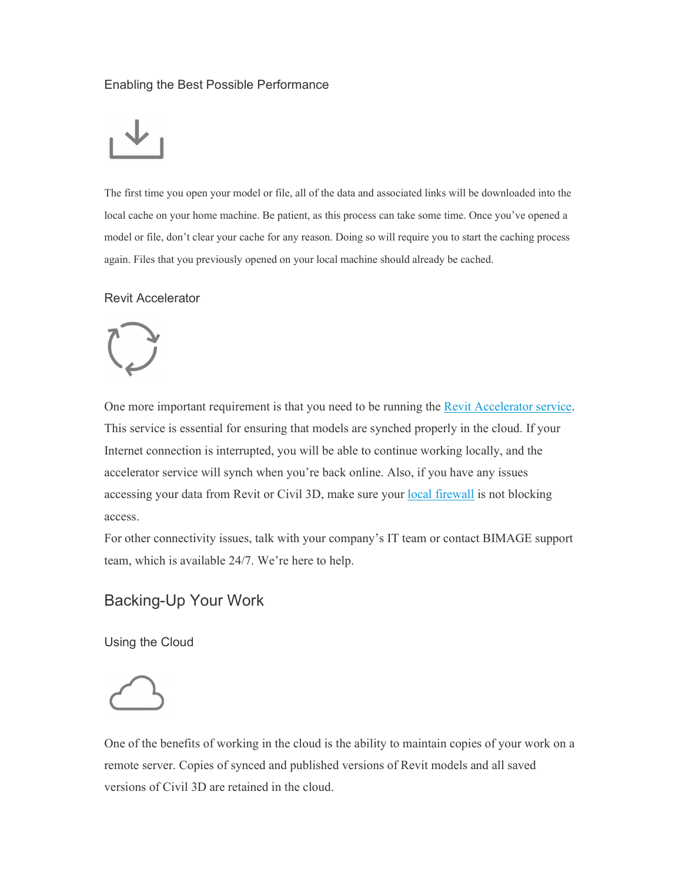### Enabling the Best Possible Performance

The first time you open your model or file, all of the data and associated links will be downloaded into the local cache on your home machine. Be patient, as this process can take some time. Once you've opened a model or file, don't clear your cache for any reason. Doing so will require you to start the caching process again. Files that you previously opened on your local machine should already be cached.

### Revit Accelerator

One more important requirement is that you need to be running the Revit Accelerator service. This service is essential for ensuring that models are synched properly in the cloud. If your Internet connection is interrupted, you will be able to continue working locally, and the accelerator service will synch when you're back online. Also, if you have any issues accessing your data from Revit or Civil 3D, make sure your local firewall is not blocking access.

For other connectivity issues, talk with your company's IT team or contact BIMAGE support team, which is available 24/7. We're here to help.

## Backing-Up Your Work

### Using the Cloud

One of the benefits of working in the cloud is the ability to maintain copies of your work on a remote server. Copies of synced and published versions of Revit models and all saved versions of Civil 3D are retained in the cloud.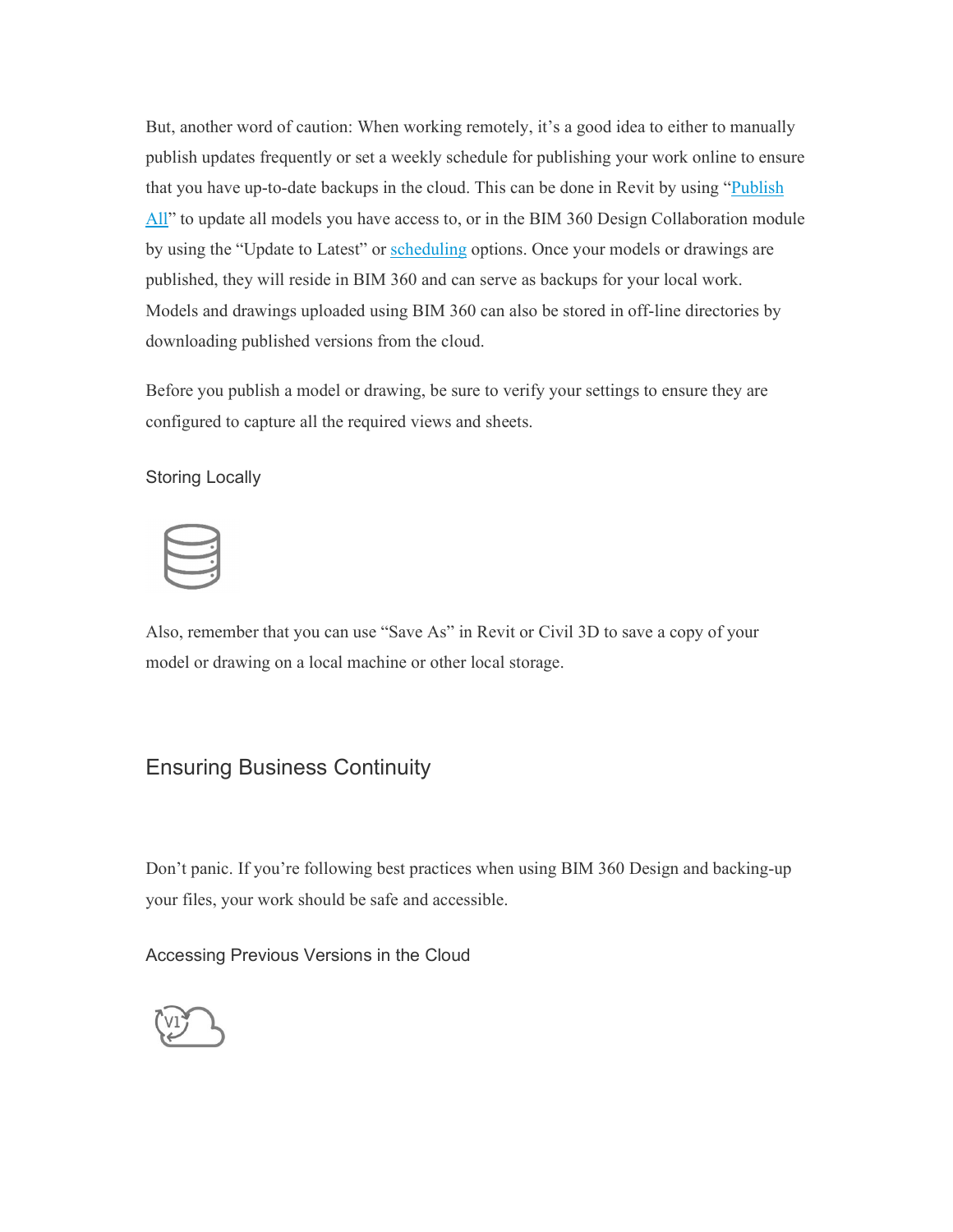But, another word of caution: When working remotely, it's a good idea to either to manually publish updates frequently or set a weekly schedule for publishing your work online to ensure that you have up-to-date backups in the cloud. This can be done in Revit by using "Publish All" to update all models you have access to, or in the BIM 360 Design Collaboration module by using the "Update to Latest" or scheduling options. Once your models or drawings are published, they will reside in BIM 360 and can serve as backups for your local work. Models and drawings uploaded using BIM 360 can also be stored in off-line directories by downloading published versions from the cloud.

Before you publish a model or drawing, be sure to verify your settings to ensure they are configured to capture all the required views and sheets.

### Storing Locally

Also, remember that you can use "Save As" in Revit or Civil 3D to save a copy of your model or drawing on a local machine or other local storage.

## Ensuring Business Continuity

Don't panic. If you're following best practices when using BIM 360 Design and backing-up your files, your work should be safe and accessible.

### Accessing Previous Versions in the Cloud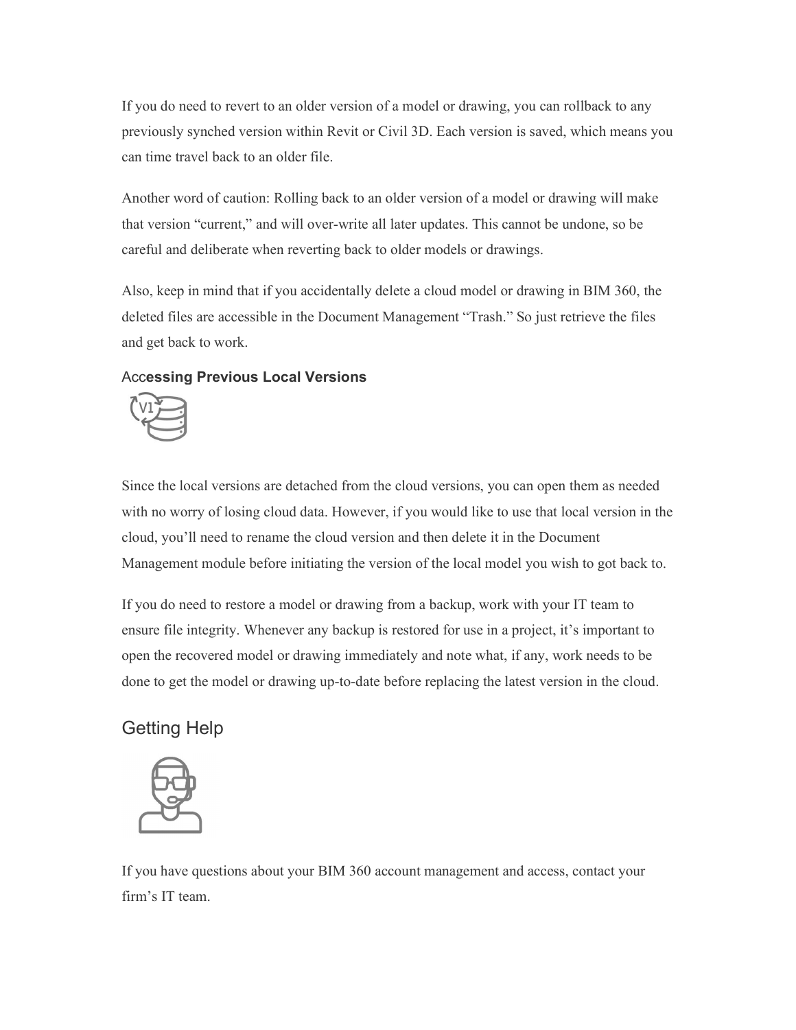If you do need to revert to an older version of a model or drawing, you can rollback to any previously synched version within Revit or Civil 3D. Each version is saved, which means you can time travel back to an older file.

Another word of caution: Rolling back to an older version of a model or drawing will make that version "current," and will over-write all later updates. This cannot be undone, so be careful and deliberate when reverting back to older models or drawings.

Also, keep in mind that if you accidentally delete a cloud model or drawing in BIM 360, the deleted files are accessible in the Document Management "Trash." So just retrieve the files and get back to work.

### Accessing Previous Local Versions

Since the local versions are detached from the cloud versions, you can open them as needed with no worry of losing cloud data. However, if you would like to use that local version in the cloud, you'll need to rename the cloud version and then delete it in the Document Management module before initiating the version of the local model you wish to got back to.

If you do need to restore a model or drawing from a backup, work with your IT team to ensure file integrity. Whenever any backup is restored for use in a project, it's important to open the recovered model or drawing immediately and note what, if any, work needs to be done to get the model or drawing up-to-date before replacing the latest version in the cloud.

## Getting Help

If you have questions about your BIM 360 account management and access, contact your firm's IT team.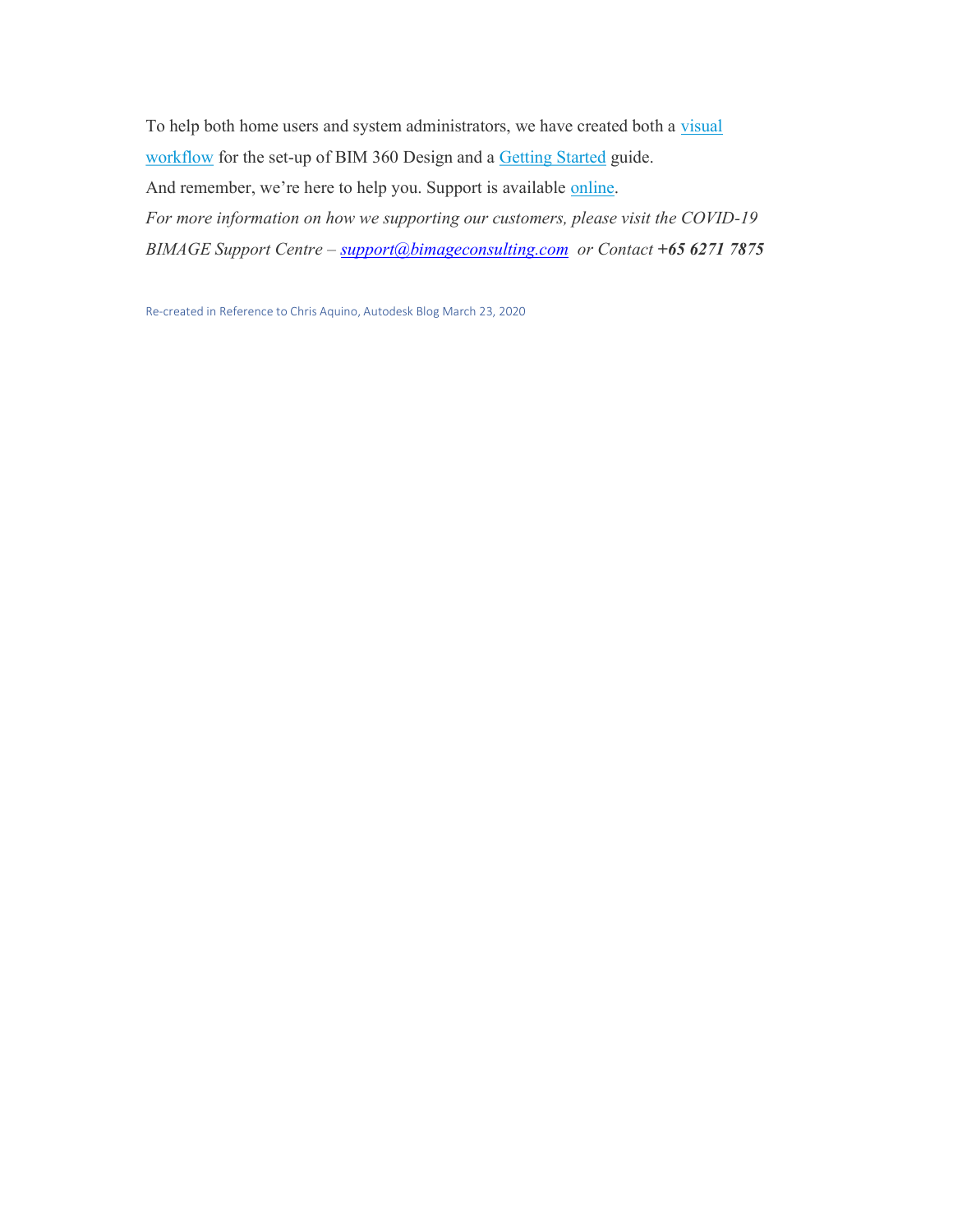To help both home users and system administrators, we have created both a visual workflow for the set-up of BIM 360 Design and a Getting Started guide.

And remember, we're here to help you. Support is available online.

*For more information on how we supporting our customers, please visit the COVID-19 BIMAGE Support Centre – support@bimageconsulting.com or Contact* ***+65 6271 7875***

Re-created in Reference to Chris Aquino, Autodesk Blog March 23, 2020